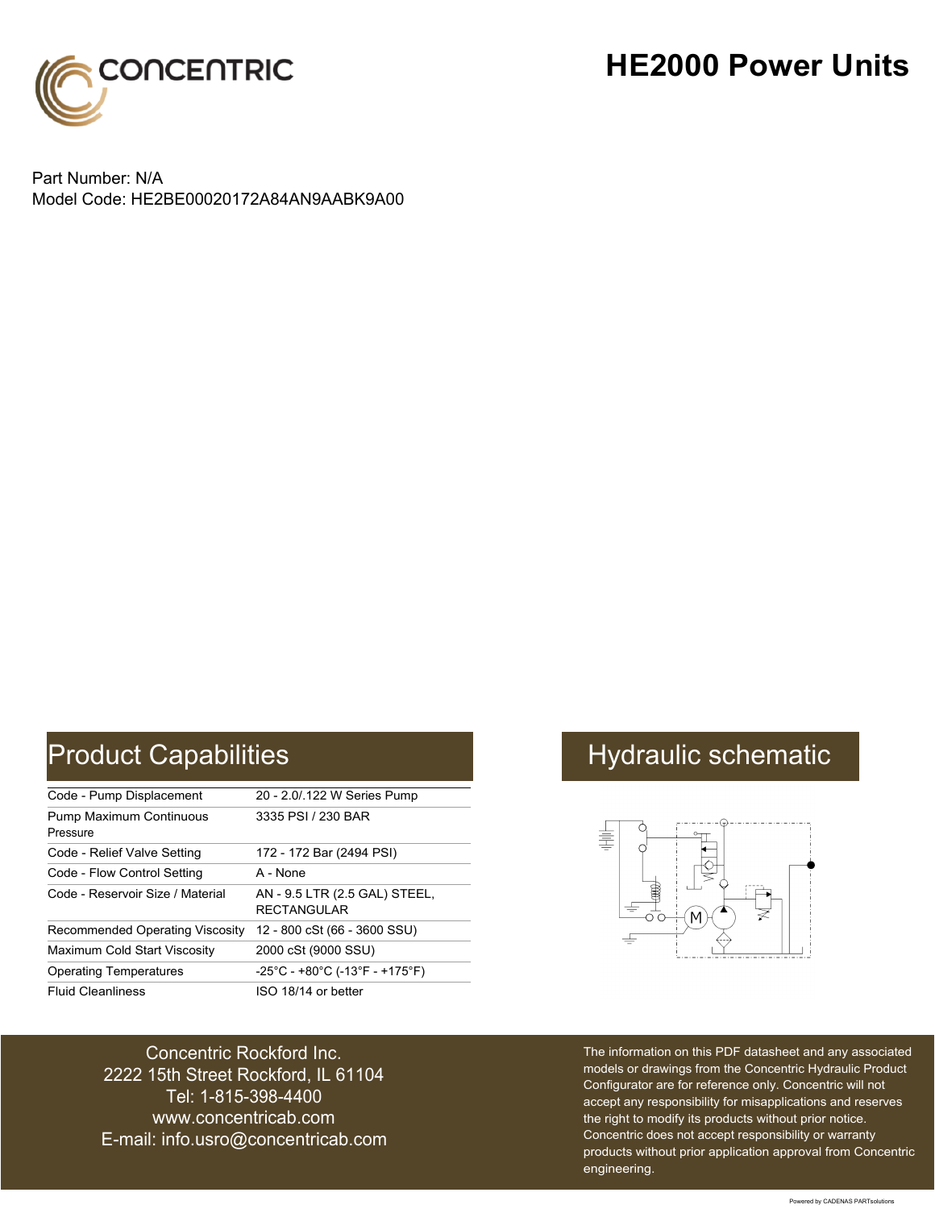# HE2000 Power Units

Part Number: N/A
Model Code: HE2BE00020172A84AN9AABK9A00

## Product Capabilities

| | |
|---|---|
| Code - Pump Displacement | 20 - 2.0/.122 W Series Pump |
| Pump Maximum Continuous Pressure | 3335 PSI / 230 BAR |
| Code - Relief Valve Setting | 172 - 172 Bar (2494 PSI) |
| Code - Flow Control Setting | A - None |
| Code - Reservoir Size / Material | AN - 9.5 LTR (2.5 GAL) STEEL, RECTANGULAR |
| Recommended Operating Viscosity | 12 - 800 cSt (66 - 3600 SSU) |
| Maximum Cold Start Viscosity | 2000 cSt (9000 SSU) |
| Operating Temperatures | -25°C - +80°C (-13°F - +175°F) |
| Fluid Cleanliness | ISO 18/14 or better |

## Hydraulic schematic

Concentric Rockford Inc.
2222 15th Street Rockford, IL 61104
Tel: 1-815-398-4400
www.concentricab.com
E-mail: info.usro@concentricab.com

The information on this PDF datasheet and any associated models or drawings from the Concentric Hydraulic Product Configurator are for reference only. Concentric will not accept any responsibility for misapplications and reserves the right to modify its products without prior notice. Concentric does not accept responsibility or warranty products without prior application approval from Concentric engineering.

Powered by CADENAS PARTsolutions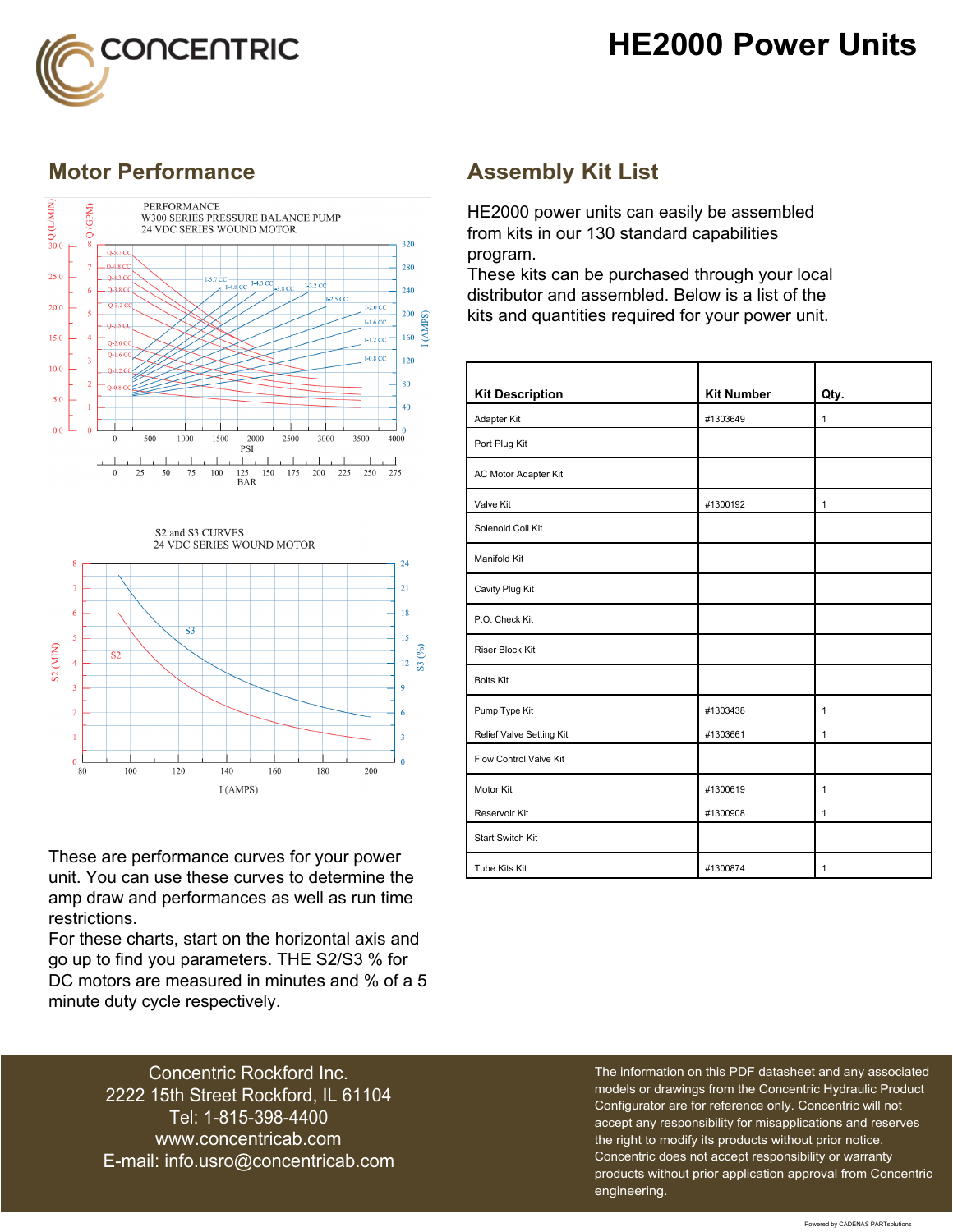# HE2000 Power Units

## Motor Performance

These are performance curves for your power unit. You can use these curves to determine the amp draw and performances as well as run time restrictions.
For these charts, start on the horizontal axis and go up to find you parameters. THE S2/S3 % for DC motors are measured in minutes and % of a 5 minute duty cycle respectively.

## Assembly Kit List

HE2000 power units can easily be assembled from kits in our 130 standard capabilities program.
These kits can be purchased through your local distributor and assembled. Below is a list of the kits and quantities required for your power unit.

| Kit Description | Kit Number | Qty. |
|---|---|---|
| Adapter Kit | #1303649 | 1 |
| Port Plug Kit | | |
| AC Motor Adapter Kit | | |
| Valve Kit | #1300192 | 1 |
| Solenoid Coil Kit | | |
| Manifold Kit | | |
| Cavity Plug Kit | | |
| P.O. Check Kit | | |
| Riser Block Kit | | |
| Bolts Kit | | |
| Pump Type Kit | #1303438 | 1 |
| Relief Valve Setting Kit | #1303661 | 1 |
| Flow Control Valve Kit | | |
| Motor Kit | #1300619 | 1 |
| Reservoir Kit | #1300908 | 1 |
| Start Switch Kit | | |
| Tube Kits Kit | #1300874 | 1 |

Concentric Rockford Inc.
2222 15th Street Rockford, IL 61104
Tel: 1-815-398-4400
www.concentricab.com
E-mail: info.usro@concentricab.com

The information on this PDF datasheet and any associated models or drawings from the Concentric Hydraulic Product Configurator are for reference only. Concentric will not accept any responsibility for misapplications and reserves the right to modify its products without prior notice. Concentric does not accept responsibility or warranty products without prior application approval from Concentric engineering.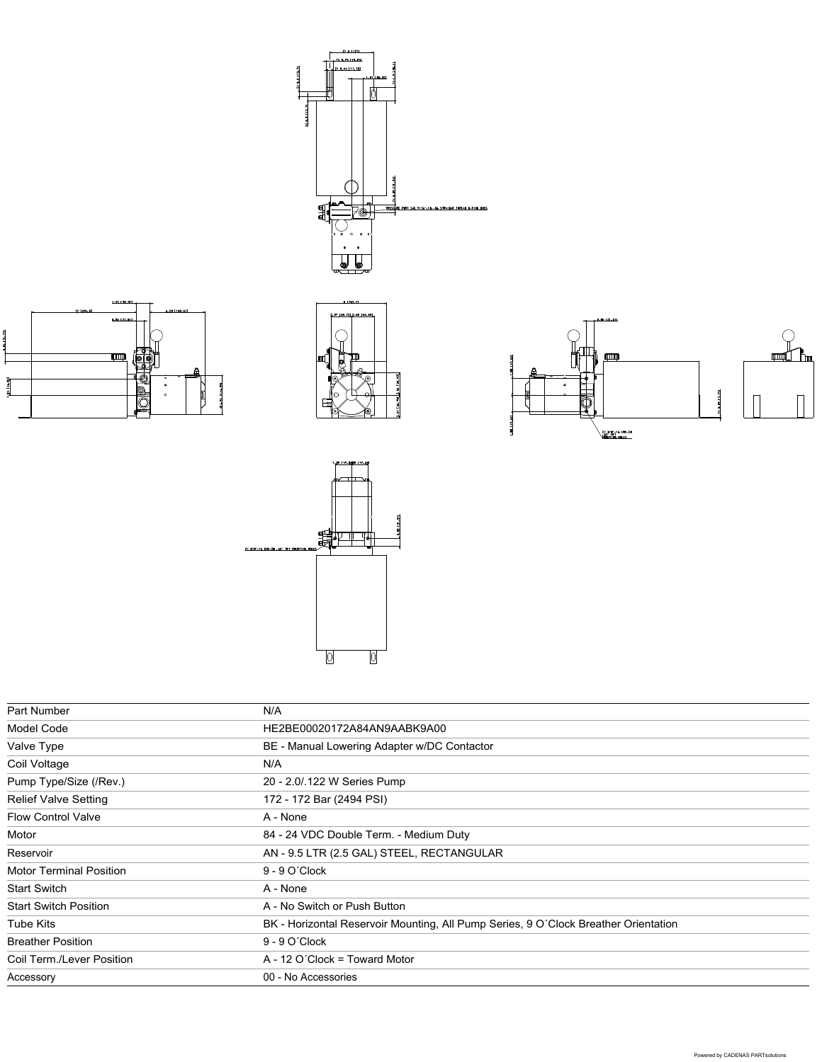| | |
|---|---|
| Part Number | N/A |
| Model Code | HE2BE00020172A84AN9AABK9A00 |
| Valve Type | BE - Manual Lowering Adapter w/DC Contactor |
| Coil Voltage | N/A |
| Pump Type/Size (/Rev.) | 20 - 2.0/.122 W Series Pump |
| Relief Valve Setting | 172 - 172 Bar (2494 PSI) |
| Flow Control Valve | A - None |
| Motor | 84 - 24 VDC Double Term. - Medium Duty |
| Reservoir | AN - 9.5 LTR (2.5 GAL) STEEL, RECTANGULAR |
| Motor Terminal Position | 9 - 9 O´Clock |
| Start Switch | A - None |
| Start Switch Position | A - No Switch or Push Button |
| Tube Kits | BK - Horizontal Reservoir Mounting, All Pump Series, 9 O´Clock Breather Orientation |
| Breather Position | 9 - 9 O´Clock |
| Coil Term./Lever Position | A - 12 O´Clock = Toward Motor |
| Accessory | 00 - No Accessories |

Powered by CADENAS PARTsolutions